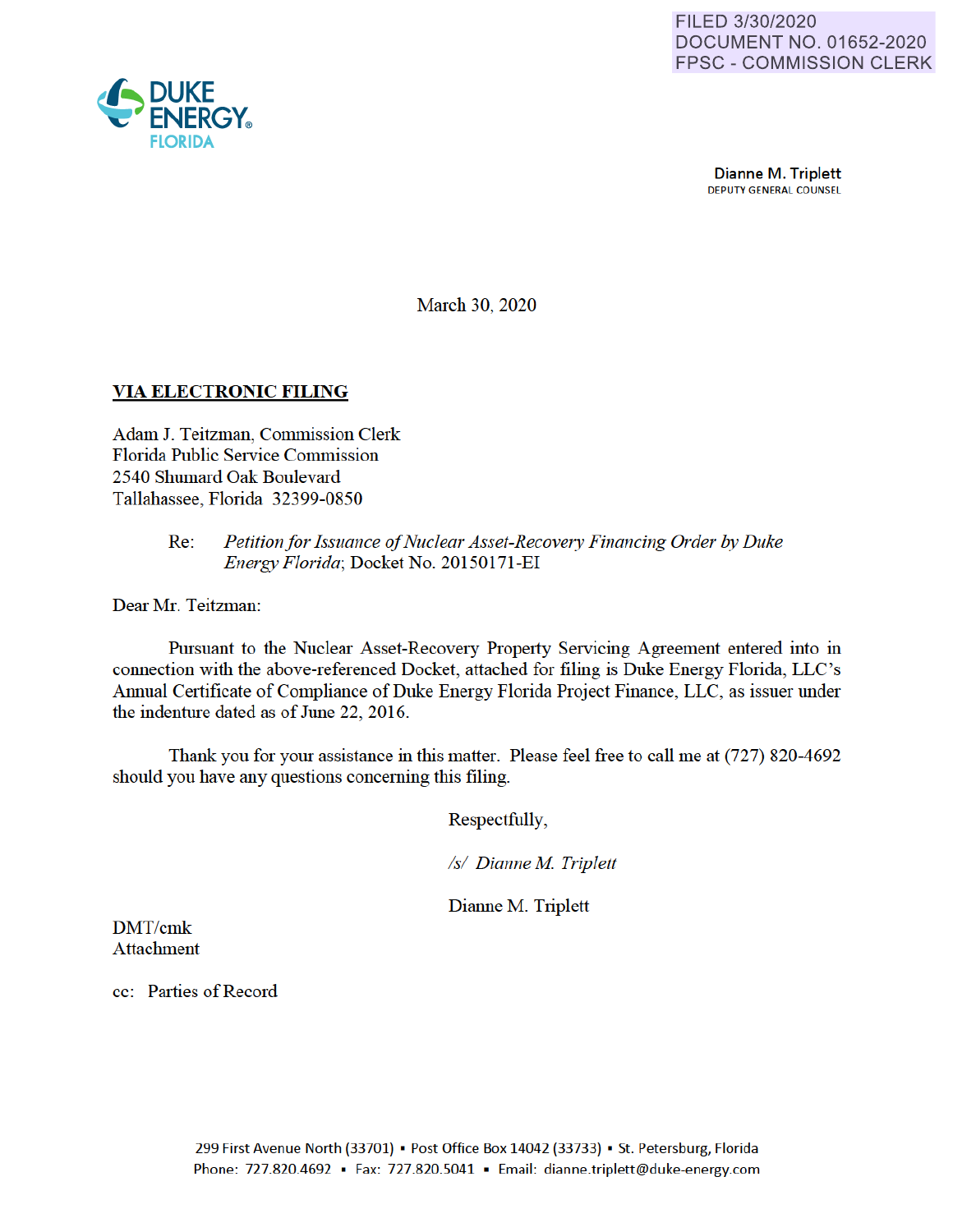FILED 3/30/2020
DOCUMENT NO. 01652-2020
FPSC - COMMISSION CLERK

DUKE ENERGY® FLORIDA

**Dianne M. Triplett**
DEPUTY GENERAL COUNSEL

March 30, 2020

**VIA ELECTRONIC FILING**

Adam J. Teitzman, Commission Clerk
Florida Public Service Commission
2540 Shumard Oak Boulevard
Tallahassee, Florida 32399-0850

Re: *Petition for Issuance of Nuclear Asset-Recovery Financing Order by Duke Energy Florida*; Docket No. 20150171-EI

Dear Mr. Teitzman:

Pursuant to the Nuclear Asset-Recovery Property Servicing Agreement entered into in connection with the above-referenced Docket, attached for filing is Duke Energy Florida, LLC's Annual Certificate of Compliance of Duke Energy Florida Project Finance, LLC, as issuer under the indenture dated as of June 22, 2016.

Thank you for your assistance in this matter. Please feel free to call me at (727) 820-4692 should you have any questions concerning this filing.

Respectfully,

*/s/ Dianne M. Triplett*

Dianne M. Triplett

DMT/cmk
Attachment

cc: Parties of Record

299 First Avenue North (33701) ▪ Post Office Box 14042 (33733) ▪ St. Petersburg, Florida
Phone: 727.820.4692 ▪ Fax: 727.820.5041 ▪ Email: dianne.triplett@duke-energy.com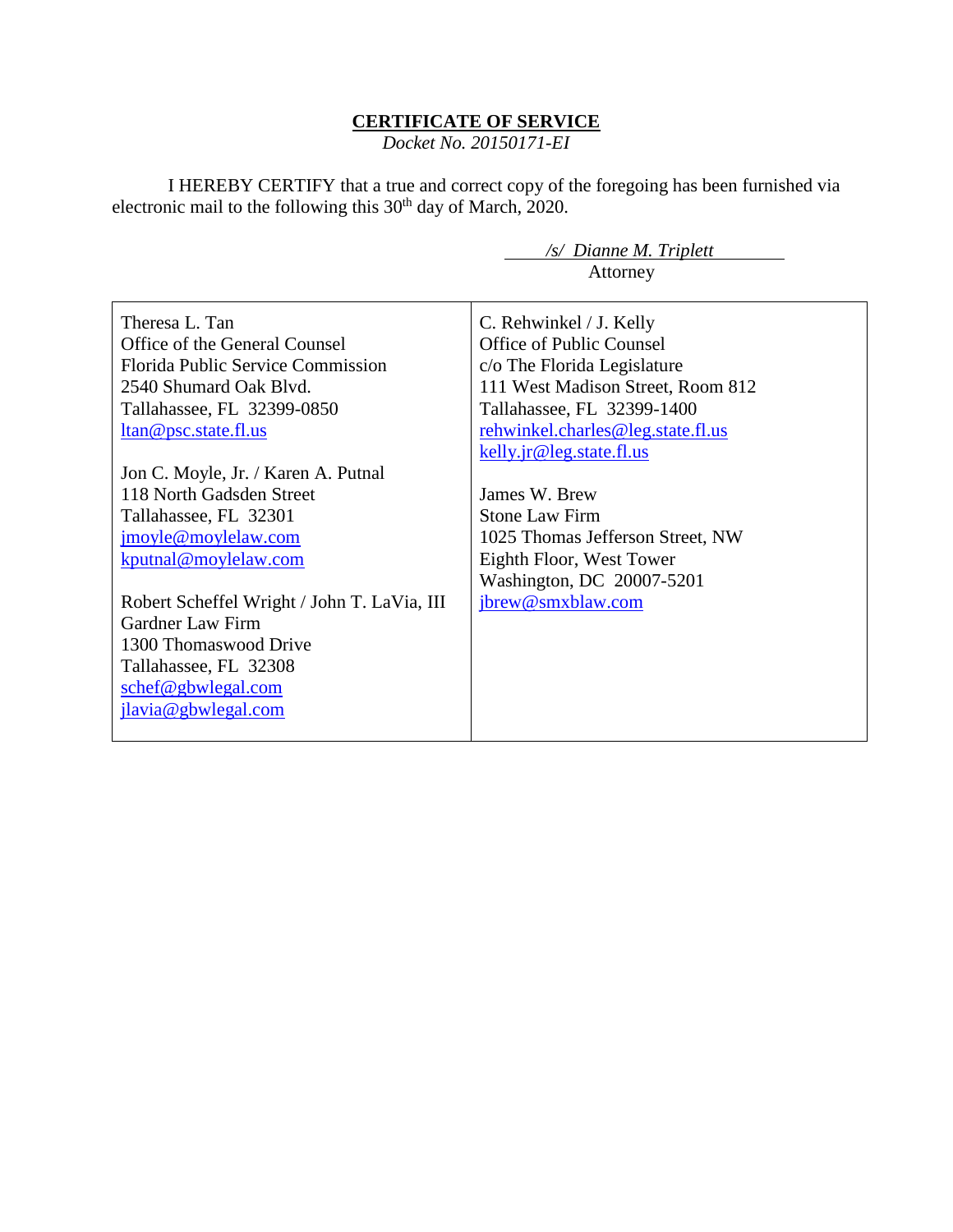**CERTIFICATE OF SERVICE**

*Docket No. 20150171-EI*

I HEREBY CERTIFY that a true and correct copy of the foregoing has been furnished via electronic mail to the following this 30th day of March, 2020.

*/s/ Dianne M. Triplett*
Attorney

| | |
|---|---|
| Theresa L. Tan<br>Office of the General Counsel<br>Florida Public Service Commission<br>2540 Shumard Oak Blvd.<br>Tallahassee, FL 32399-0850<br>ltan@psc.state.fl.us<br><br>Jon C. Moyle, Jr. / Karen A. Putnal<br>118 North Gadsden Street<br>Tallahassee, FL 32301<br>jmoyle@moylelaw.com<br>kputnal@moylelaw.com<br><br>Robert Scheffel Wright / John T. LaVia, III<br>Gardner Law Firm<br>1300 Thomaswood Drive<br>Tallahassee, FL 32308<br>schef@gbwlegal.com<br>jlavia@gbwlegal.com | C. Rehwinkel / J. Kelly<br>Office of Public Counsel<br>c/o The Florida Legislature<br>111 West Madison Street, Room 812<br>Tallahassee, FL 32399-1400<br>rehwinkel.charles@leg.state.fl.us<br>kelly.jr@leg.state.fl.us<br><br>James W. Brew<br>Stone Law Firm<br>1025 Thomas Jefferson Street, NW<br>Eighth Floor, West Tower<br>Washington, DC 20007-5201<br>jbrew@smxblaw.com |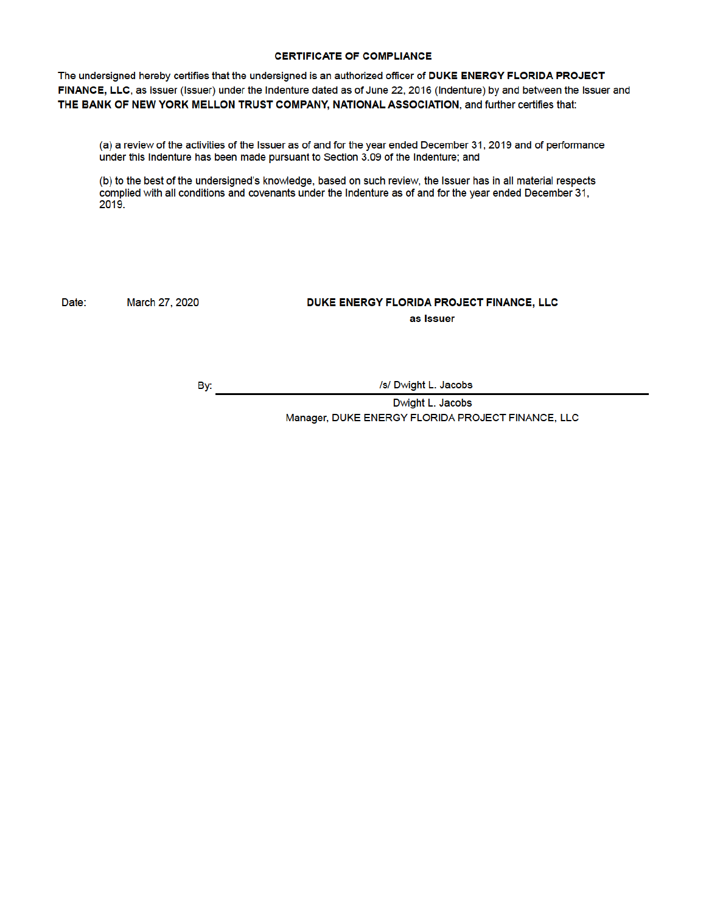# CERTIFICATE OF COMPLIANCE

The undersigned hereby certifies that the undersigned is an authorized officer of **DUKE ENERGY FLORIDA PROJECT FINANCE, LLC**, as issuer (Issuer) under the Indenture dated as of June 22, 2016 (Indenture) by and between the Issuer and **THE BANK OF NEW YORK MELLON TRUST COMPANY, NATIONAL ASSOCIATION**, and further certifies that:

(a) a review of the activities of the Issuer as of and for the year ended December 31, 2019 and of performance under this Indenture has been made pursuant to Section 3.09 of the Indenture; and

(b) to the best of the undersigned's knowledge, based on such review, the Issuer has in all material respects complied with all conditions and covenants under the Indenture as of and for the year ended December 31, 2019.

Date: March 27, 2020

**DUKE ENERGY FLORIDA PROJECT FINANCE, LLC**
**as Issuer**

By: /s/ Dwight L. Jacobs

Dwight L. Jacobs
Manager, DUKE ENERGY FLORIDA PROJECT FINANCE, LLC